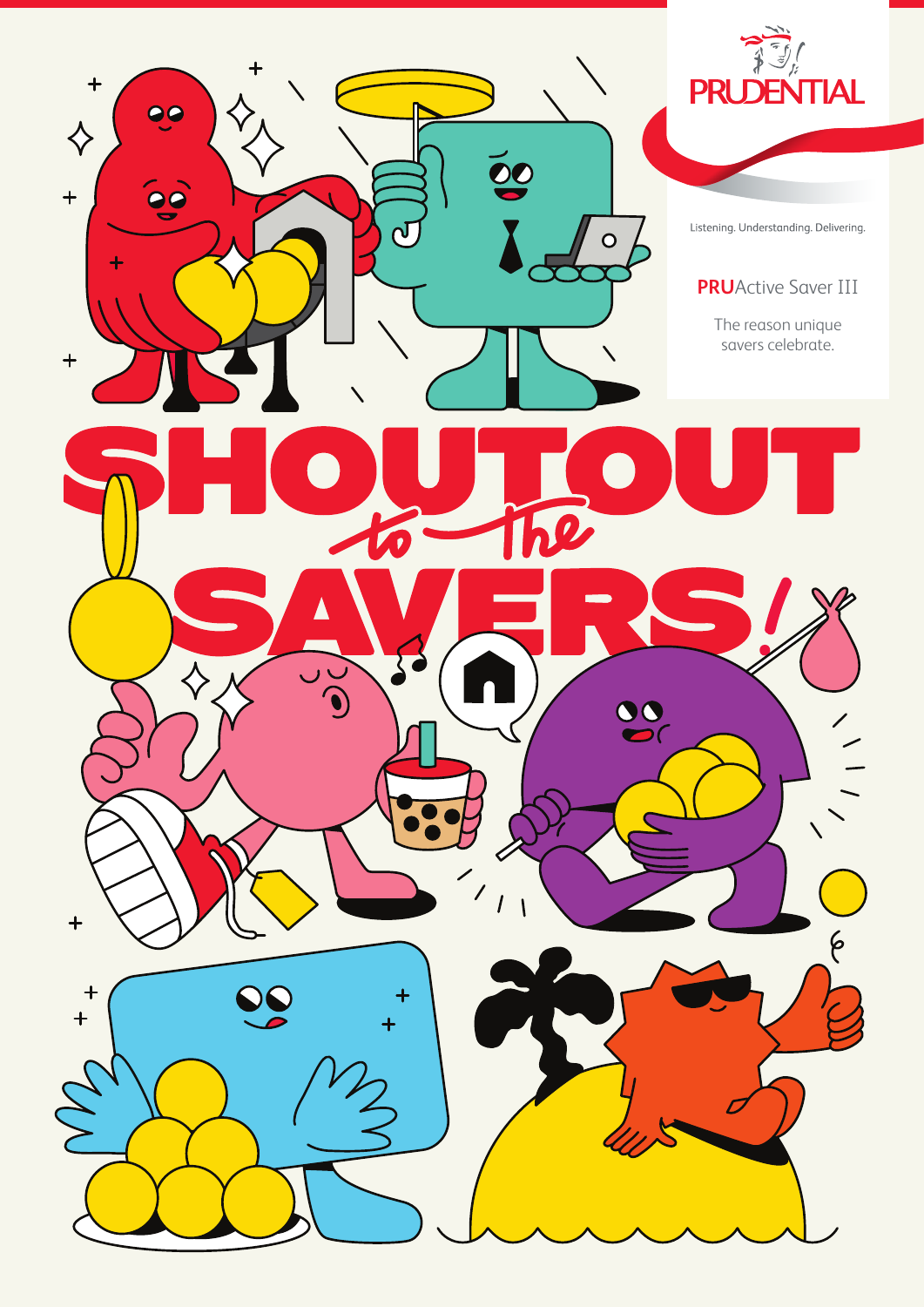PRUDENTIAL

Listening. Understanding. Delivering.

**PRU**Active Saver III

The reason unique savers celebrate.

# SHOUTOUT *to the* SAVERS!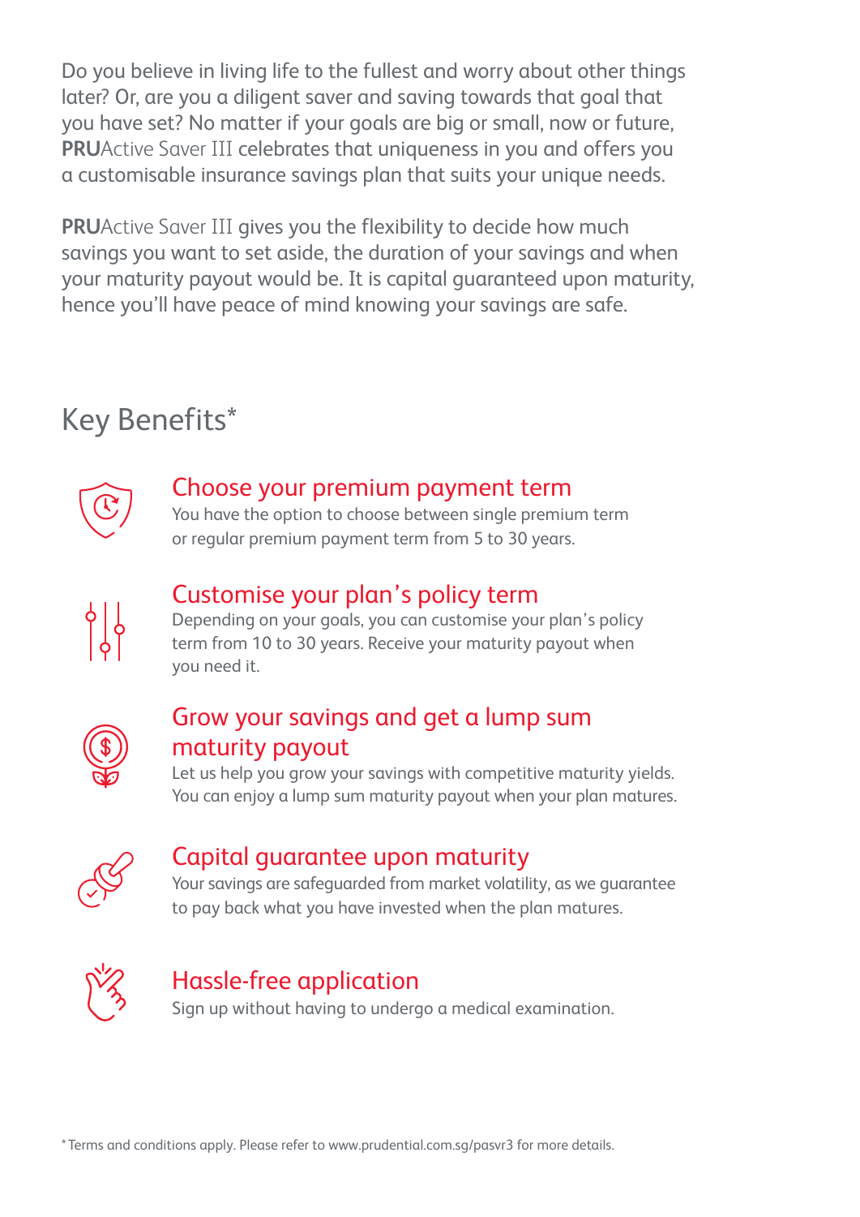Do you believe in living life to the fullest and worry about other things later? Or, are you a diligent saver and saving towards that goal that you have set? No matter if your goals are big or small, now or future, **PRU**Active Saver III celebrates that uniqueness in you and offers you a customisable insurance savings plan that suits your unique needs.

**PRU**Active Saver III gives you the flexibility to decide how much savings you want to set aside, the duration of your savings and when your maturity payout would be. It is capital guaranteed upon maturity, hence you'll have peace of mind knowing your savings are safe.

## Key Benefits*

### Choose your premium payment term

You have the option to choose between single premium term or regular premium payment term from 5 to 30 years.

### Customise your plan's policy term

Depending on your goals, you can customise your plan's policy term from 10 to 30 years. Receive your maturity payout when you need it.

### Grow your savings and get a lump sum maturity payout

Let us help you grow your savings with competitive maturity yields. You can enjoy a lump sum maturity payout when your plan matures.

### Capital guarantee upon maturity

Your savings are safeguarded from market volatility, as we guarantee to pay back what you have invested when the plan matures.

### Hassle-free application

Sign up without having to undergo a medical examination.

*Terms and conditions apply. Please refer to www.prudential.com.sg/pasvr3 for more details.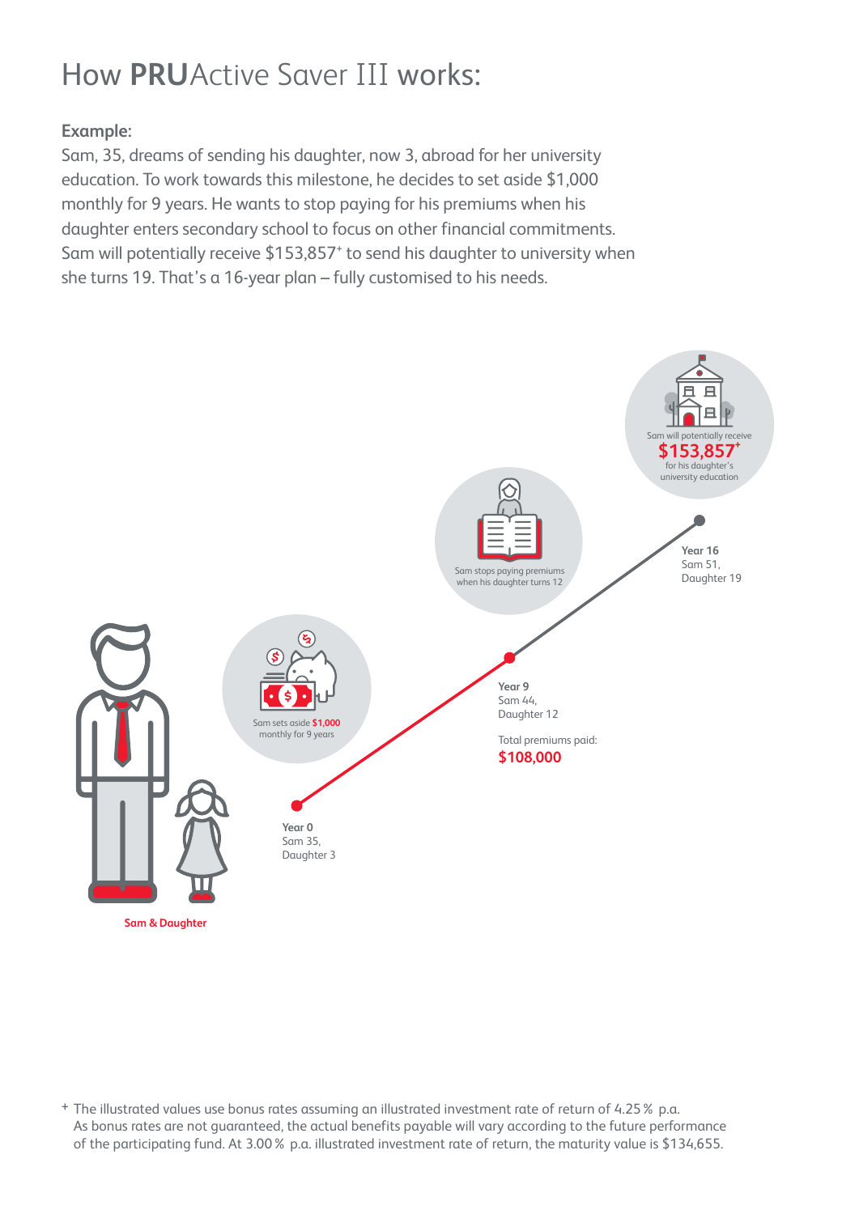# How **PRU**Active Saver III works:

**Example:**

Sam, 35, dreams of sending his daughter, now 3, abroad for her university education. To work towards this milestone, he decides to set aside $1,000 monthly for 9 years. He wants to stop paying for his premiums when his daughter enters secondary school to focus on other financial commitments. Sam will potentially receive $153,857+ to send his daughter to university when she turns 19. That's a 16-year plan – fully customised to his needs.

Sam will potentially receive **$153,857+** for his daughter's university education

Sam stops paying premiums when his daughter turns 12

Sam sets aside **$1,000** monthly for 9 years

**Year 16**
Sam 51,
Daughter 19

**Year 9**
Sam 44,
Daughter 12

Total premiums paid:
**$108,000**

**Year 0**
Sam 35,
Daughter 3

**Sam & Daughter**

+ The illustrated values use bonus rates assuming an illustrated investment rate of return of 4.25 % p.a. As bonus rates are not guaranteed, the actual benefits payable will vary according to the future performance of the participating fund. At 3.00 % p.a. illustrated investment rate of return, the maturity value is $134,655.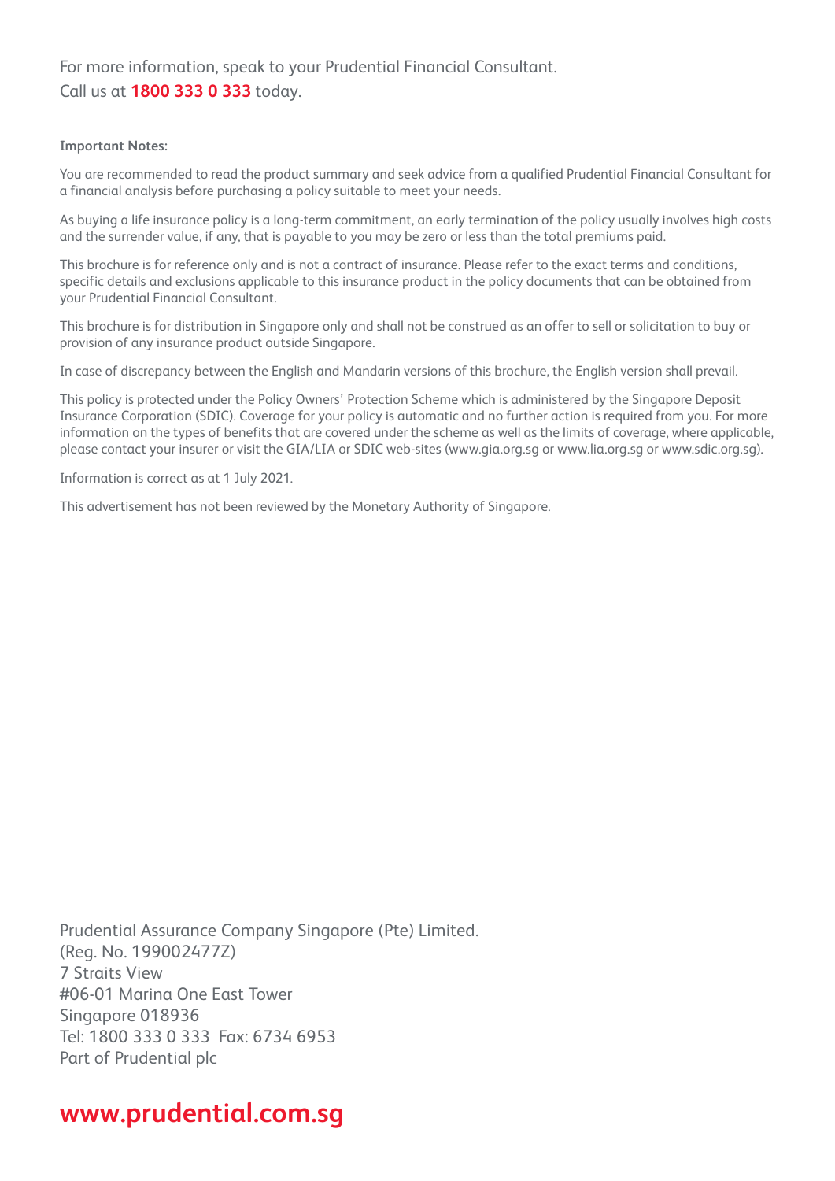For more information, speak to your Prudential Financial Consultant.
Call us at **1800 333 0 333** today.

**Important Notes:**

You are recommended to read the product summary and seek advice from a qualified Prudential Financial Consultant for a financial analysis before purchasing a policy suitable to meet your needs.

As buying a life insurance policy is a long-term commitment, an early termination of the policy usually involves high costs and the surrender value, if any, that is payable to you may be zero or less than the total premiums paid.

This brochure is for reference only and is not a contract of insurance. Please refer to the exact terms and conditions, specific details and exclusions applicable to this insurance product in the policy documents that can be obtained from your Prudential Financial Consultant.

This brochure is for distribution in Singapore only and shall not be construed as an offer to sell or solicitation to buy or provision of any insurance product outside Singapore.

In case of discrepancy between the English and Mandarin versions of this brochure, the English version shall prevail.

This policy is protected under the Policy Owners' Protection Scheme which is administered by the Singapore Deposit Insurance Corporation (SDIC). Coverage for your policy is automatic and no further action is required from you. For more information on the types of benefits that are covered under the scheme as well as the limits of coverage, where applicable, please contact your insurer or visit the GIA/LIA or SDIC web-sites (www.gia.org.sg or www.lia.org.sg or www.sdic.org.sg).

Information is correct as at 1 July 2021.

This advertisement has not been reviewed by the Monetary Authority of Singapore.

Prudential Assurance Company Singapore (Pte) Limited.
(Reg. No. 199002477Z)
7 Straits View
#06-01 Marina One East Tower
Singapore 018936
Tel: 1800 333 0 333 Fax: 6734 6953
Part of Prudential plc

**www.prudential.com.sg**